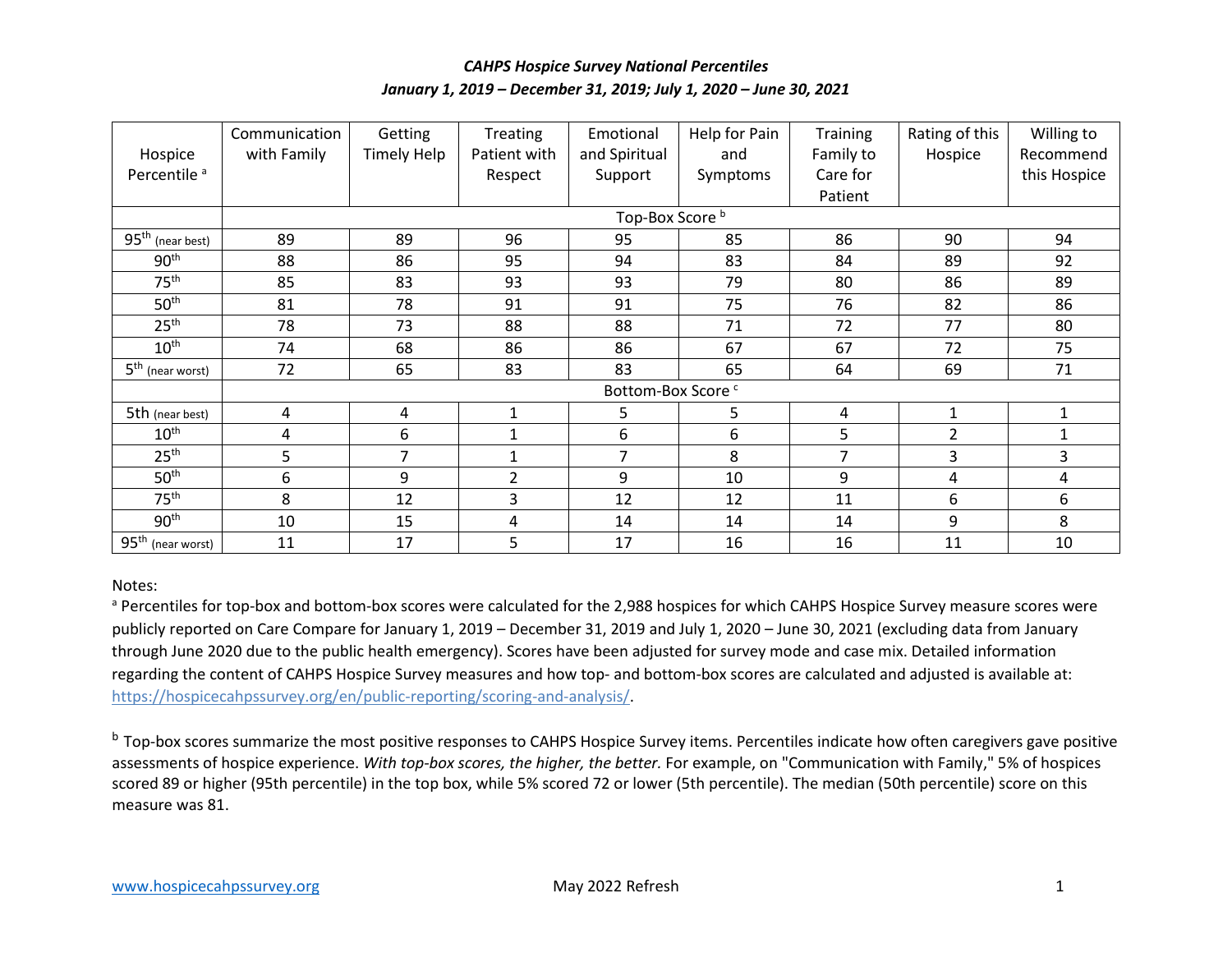# *CAHPS Hospice Survey National Percentiles*

## *January 1, 2019 – December 31, 2019; July 1, 2020 – June 30, 2021*

| Hospice Percentile [a] | Communication with Family | Getting Timely Help | Treating Patient with Respect | Emotional and Spiritual Support | Help for Pain and Symptoms | Training Family to Care for Patient | Rating of this Hospice | Willing to Recommend this Hospice |
|---|---|---|---|---|---|---|---|---|
| | Top-Box Score [b] | | | | | | | |
| 95th (near best) | 89 | 89 | 96 | 95 | 85 | 86 | 90 | 94 |
| 90th | 88 | 86 | 95 | 94 | 83 | 84 | 89 | 92 |
| 75th | 85 | 83 | 93 | 93 | 79 | 80 | 86 | 89 |
| 50th | 81 | 78 | 91 | 91 | 75 | 76 | 82 | 86 |
| 25th | 78 | 73 | 88 | 88 | 71 | 72 | 77 | 80 |
| 10th | 74 | 68 | 86 | 86 | 67 | 67 | 72 | 75 |
| 5th (near worst) | 72 | 65 | 83 | 83 | 65 | 64 | 69 | 71 |
| | Bottom-Box Score [c] | | | | | | | |
| 5th (near best) | 4 | 4 | 1 | 5 | 5 | 4 | 1 | 1 |
| 10th | 4 | 6 | 1 | 6 | 6 | 5 | 2 | 1 |
| 25th | 5 | 7 | 1 | 7 | 8 | 7 | 3 | 3 |
| 50th | 6 | 9 | 2 | 9 | 10 | 9 | 4 | 4 |
| 75th | 8 | 12 | 3 | 12 | 12 | 11 | 6 | 6 |
| 90th | 10 | 15 | 4 | 14 | 14 | 14 | 9 | 8 |
| 95th (near worst) | 11 | 17 | 5 | 17 | 16 | 16 | 11 | 10 |

Notes:

[a] Percentiles for top-box and bottom-box scores were calculated for the 2,988 hospices for which CAHPS Hospice Survey measure scores were publicly reported on Care Compare for January 1, 2019 – December 31, 2019 and July 1, 2020 – June 30, 2021 (excluding data from January through June 2020 due to the public health emergency). Scores have been adjusted for survey mode and case mix. Detailed information regarding the content of CAHPS Hospice Survey measures and how top- and bottom-box scores are calculated and adjusted is available at: https://hospicecahpssurvey.org/en/public-reporting/scoring-and-analysis/.

[b] Top-box scores summarize the most positive responses to CAHPS Hospice Survey items. Percentiles indicate how often caregivers gave positive assessments of hospice experience. *With top-box scores, the higher, the better.* For example, on "Communication with Family," 5% of hospices scored 89 or higher (95th percentile) in the top box, while 5% scored 72 or lower (5th percentile). The median (50th percentile) score on this measure was 81.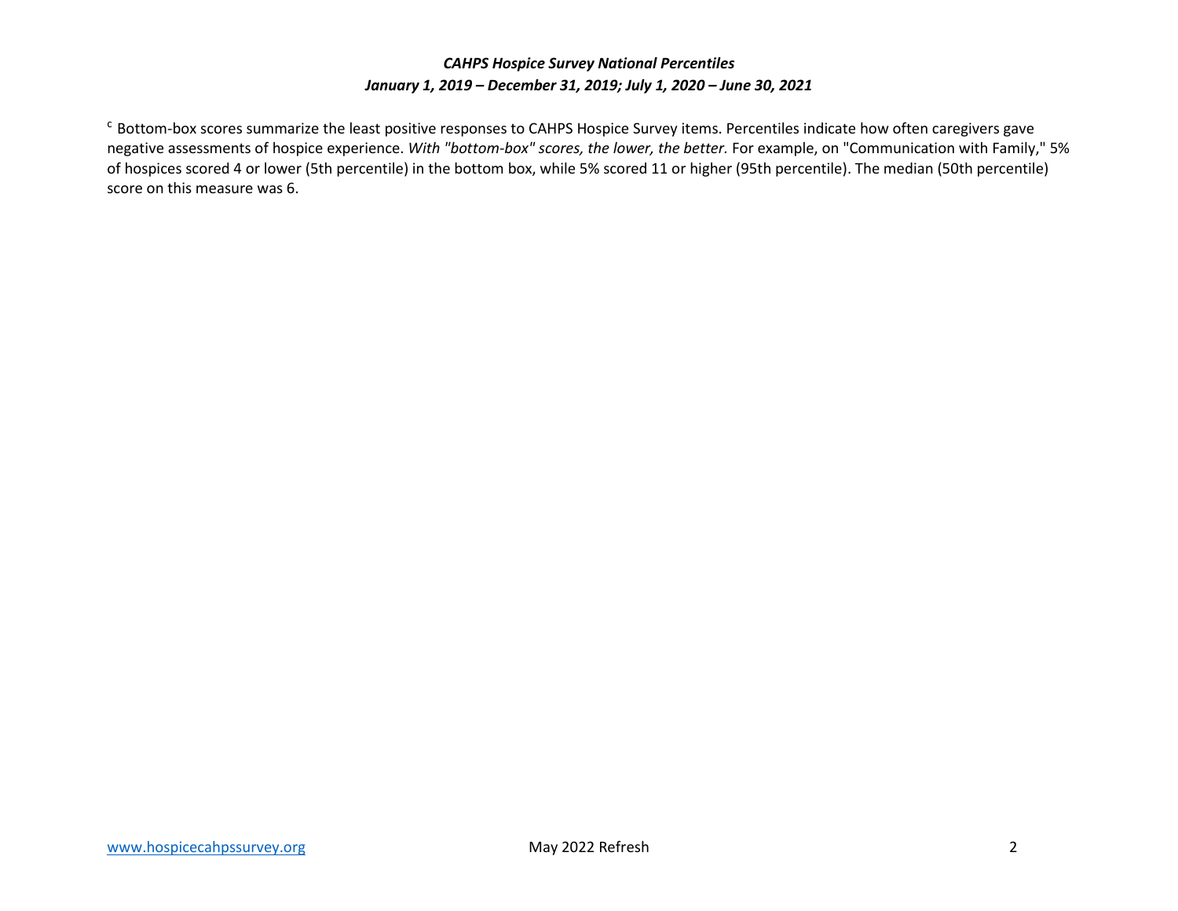[c] Bottom-box scores summarize the least positive responses to CAHPS Hospice Survey items. Percentiles indicate how often caregivers gave negative assessments of hospice experience. *With "bottom-box" scores, the lower, the better.* For example, on "Communication with Family," 5% of hospices scored 4 or lower (5th percentile) in the bottom box, while 5% scored 11 or higher (95th percentile). The median (50th percentile) score on this measure was 6.